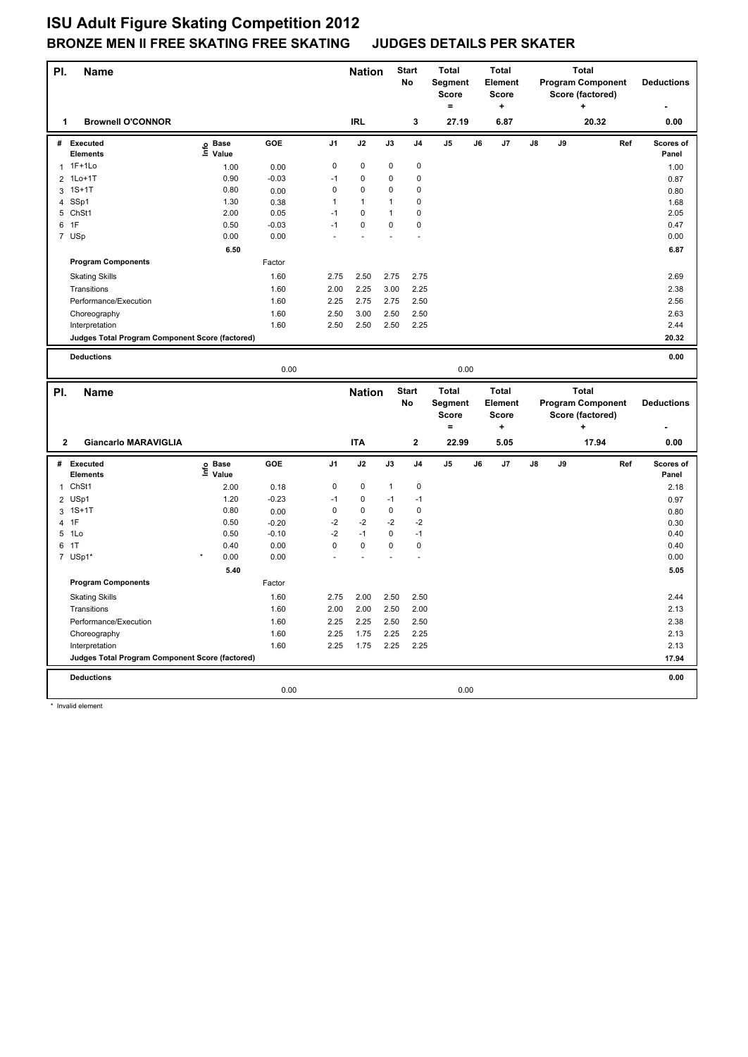# ISU Adult Figure Skating Competition 2012

## BRONZE MEN II FREE SKATING FREE SKATING JUDGES DETAILS PER SKATER

| Pl. | Name | Nation | Start No | Total Segment Score = | Total Element Score + | Total Program Component Score (factored) + | Deductions - |
|---|---|---|---|---|---|---|---|
| 1 | Brownell O'CONNOR | IRL | 3 | 27.19 | 6.87 | 20.32 | 0.00 |

| # | Executed Elements | Info | Base Value | GOE | J1 | J2 | J3 | J4 | J5 | J6 | J7 | J8 | J9 | Ref | Scores of Panel |
|---|---|---|---|---|---|---|---|---|---|---|---|---|---|---|---|
| 1 | 1F+1Lo | | 1.00 | 0.00 | 0 | 0 | 0 | 0 | | | | | | | 1.00 |
| 2 | 1Lo+1T | | 0.90 | -0.03 | -1 | 0 | 0 | 0 | | | | | | | 0.87 |
| 3 | 1S+1T | | 0.80 | 0.00 | 0 | 0 | 0 | 0 | | | | | | | 0.80 |
| 4 | SSp1 | | 1.30 | 0.38 | 1 | 1 | 1 | 0 | | | | | | | 1.68 |
| 5 | ChSt1 | | 2.00 | 0.05 | -1 | 0 | 1 | 0 | | | | | | | 2.05 |
| 6 | 1F | | 0.50 | -0.03 | -1 | 0 | 0 | 0 | | | | | | | 0.47 |
| 7 | USp | | 0.00 | 0.00 | - | - | - | - | | | | | | | 0.00 |
| | | | 6.50 | | | | | | | | | | | | 6.87 |
| | Program Components | | | Factor | | | | | | | | | | | |
| | Skating Skills | | | 1.60 | 2.75 | 2.50 | 2.75 | 2.75 | | | | | | | 2.69 |
| | Transitions | | | 1.60 | 2.00 | 2.25 | 3.00 | 2.25 | | | | | | | 2.38 |
| | Performance/Execution | | | 1.60 | 2.25 | 2.75 | 2.75 | 2.50 | | | | | | | 2.56 |
| | Choreography | | | 1.60 | 2.50 | 3.00 | 2.50 | 2.50 | | | | | | | 2.63 |
| | Interpretation | | | 1.60 | 2.50 | 2.50 | 2.50 | 2.25 | | | | | | | 2.44 |
| | Judges Total Program Component Score (factored) | | | | | | | | | | | | | | 20.32 |
| | Deductions | | | 0.00 | | | | | 0.00 | | | | | | 0.00 |

| Pl. | Name | Nation | Start No | Total Segment Score = | Total Element Score + | Total Program Component Score (factored) + | Deductions - |
|---|---|---|---|---|---|---|---|
| 2 | Giancarlo MARAVIGLIA | ITA | 2 | 22.99 | 5.05 | 17.94 | 0.00 |

| # | Executed Elements | Info | Base Value | GOE | J1 | J2 | J3 | J4 | J5 | J6 | J7 | J8 | J9 | Ref | Scores of Panel |
|---|---|---|---|---|---|---|---|---|---|---|---|---|---|---|---|
| 1 | ChSt1 | | 2.00 | 0.18 | 0 | 0 | 1 | 0 | | | | | | | 2.18 |
| 2 | USp1 | | 1.20 | -0.23 | -1 | 0 | -1 | -1 | | | | | | | 0.97 |
| 3 | 1S+1T | | 0.80 | 0.00 | 0 | 0 | 0 | 0 | | | | | | | 0.80 |
| 4 | 1F | | 0.50 | -0.20 | -2 | -2 | -2 | -2 | | | | | | | 0.30 |
| 5 | 1Lo | | 0.50 | -0.10 | -2 | -1 | 0 | -1 | | | | | | | 0.40 |
| 6 | 1T | | 0.40 | 0.00 | 0 | 0 | 0 | 0 | | | | | | | 0.40 |
| 7 | USp1* | * | 0.00 | 0.00 | - | - | - | - | | | | | | | 0.00 |
| | | | 5.40 | | | | | | | | | | | | 5.05 |
| | Program Components | | | Factor | | | | | | | | | | | |
| | Skating Skills | | | 1.60 | 2.75 | 2.00 | 2.50 | 2.50 | | | | | | | 2.44 |
| | Transitions | | | 1.60 | 2.00 | 2.00 | 2.50 | 2.00 | | | | | | | 2.13 |
| | Performance/Execution | | | 1.60 | 2.25 | 2.25 | 2.50 | 2.50 | | | | | | | 2.38 |
| | Choreography | | | 1.60 | 2.25 | 1.75 | 2.25 | 2.25 | | | | | | | 2.13 |
| | Interpretation | | | 1.60 | 2.25 | 1.75 | 2.25 | 2.25 | | | | | | | 2.13 |
| | Judges Total Program Component Score (factored) | | | | | | | | | | | | | | 17.94 |
| | Deductions | | | 0.00 | | | | | 0.00 | | | | | | 0.00 |

* Invalid element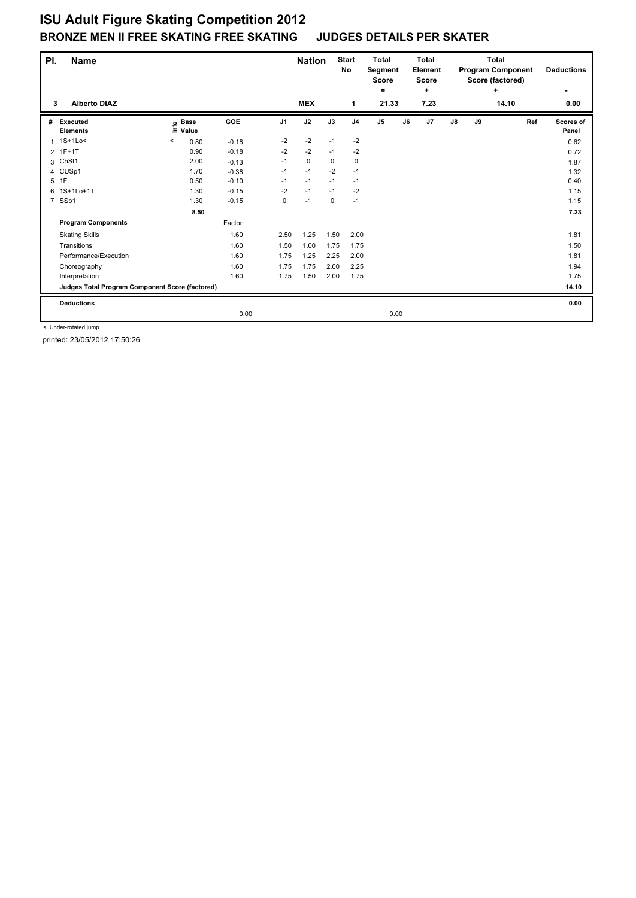# ISU Adult Figure Skating Competition 2012

## BRONZE MEN II FREE SKATING FREE SKATING JUDGES DETAILS PER SKATER

| Pl. | Name | Nation | Start No | Total Segment Score = | Total Element Score + | Total Program Component Score (factored) + | Deductions - |
|---|---|---|---|---|---|---|---|
| 3 | Alberto DIAZ | MEX | 1 | 21.33 | 7.23 | 14.10 | 0.00 |

| # | Executed Elements | Info | Base Value | GOE | J1 | J2 | J3 | J4 | J5 | J6 | J7 | J8 | J9 | Ref | Scores of Panel |
|---|---|---|---|---|---|---|---|---|---|---|---|---|---|---|---|
| 1 | 1S+1Lo< | < | 0.80 | -0.18 | -2 | -2 | -1 | -2 | | | | | | | 0.62 |
| 2 | 1F+1T | | 0.90 | -0.18 | -2 | -2 | -1 | -2 | | | | | | | 0.72 |
| 3 | ChSt1 | | 2.00 | -0.13 | -1 | 0 | 0 | 0 | | | | | | | 1.87 |
| 4 | CUSp1 | | 1.70 | -0.38 | -1 | -1 | -2 | -1 | | | | | | | 1.32 |
| 5 | 1F | | 0.50 | -0.10 | -1 | -1 | -1 | -1 | | | | | | | 0.40 |
| 6 | 1S+1Lo+1T | | 1.30 | -0.15 | -2 | -1 | -1 | -2 | | | | | | | 1.15 |
| 7 | SSp1 | | 1.30 | -0.15 | 0 | -1 | 0 | -1 | | | | | | | 1.15 |
| | | | 8.50 | | | | | | | | | | | | 7.23 |
| | **Program Components** | | | Factor | | | | | | | | | | | |
| | Skating Skills | | | 1.60 | 2.50 | 1.25 | 1.50 | 2.00 | | | | | | | 1.81 |
| | Transitions | | | 1.60 | 1.50 | 1.00 | 1.75 | 1.75 | | | | | | | 1.50 |
| | Performance/Execution | | | 1.60 | 1.75 | 1.25 | 2.25 | 2.00 | | | | | | | 1.81 |
| | Choreography | | | 1.60 | 1.75 | 1.75 | 2.00 | 2.25 | | | | | | | 1.94 |
| | Interpretation | | | 1.60 | 1.75 | 1.50 | 2.00 | 1.75 | | | | | | | 1.75 |
| | **Judges Total Program Component Score (factored)** | | | | | | | | | | | | | | 14.10 |
| | **Deductions** | | | | | | | | | | | | | | 0.00 |
| | | | | 0.00 | | | | | 0.00 | | | | | | |

< Under-rotated jump

printed: 23/05/2012 17:50:26